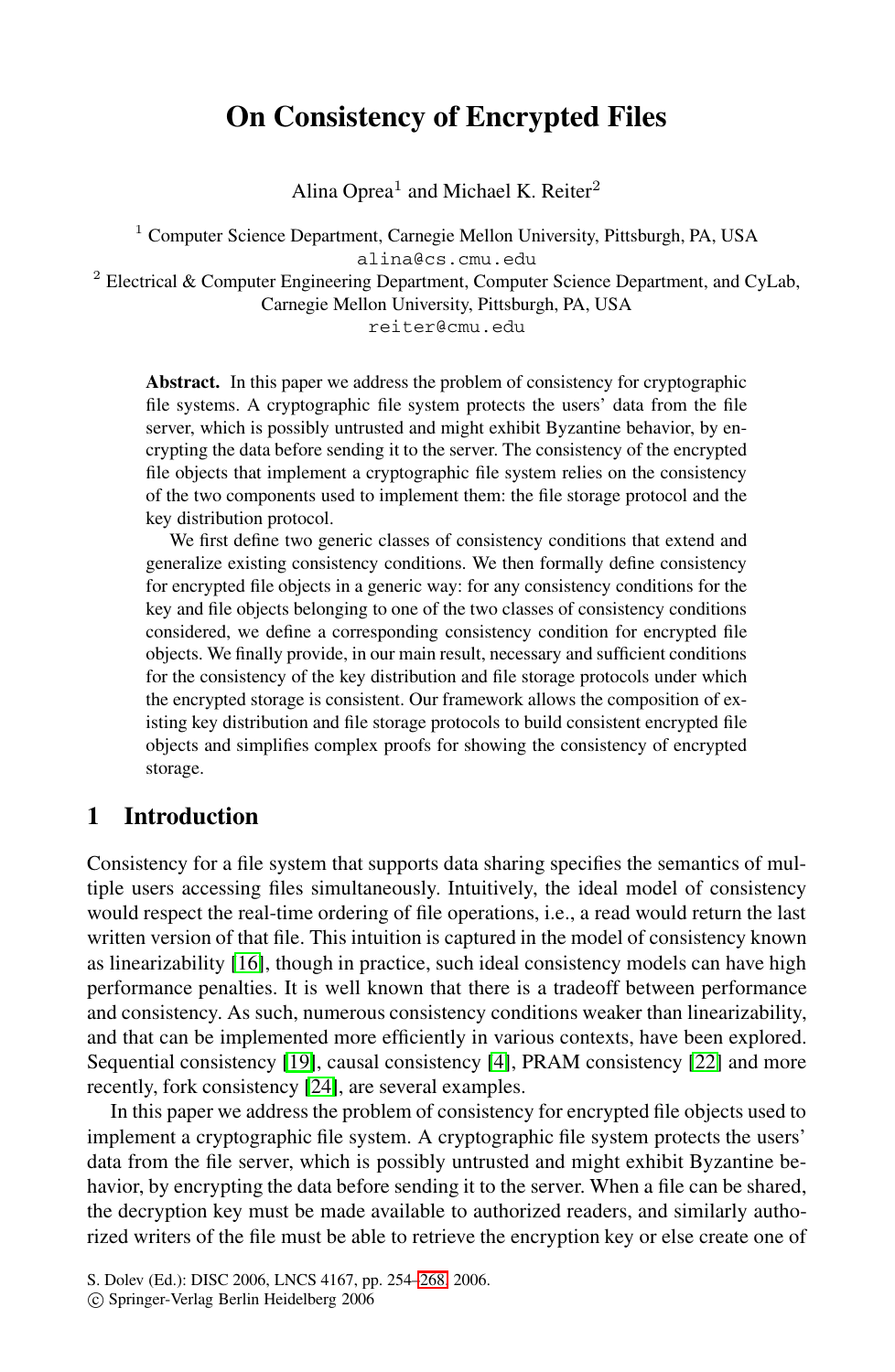# On Consistency of Encrypted Files

Alina Oprea[1] and Michael K. Reiter[2]

[1] Computer Science Department, Carnegie Mellon University, Pittsburgh, PA, USA
alina@cs.cmu.edu

[2] Electrical & Computer Engineering Department, Computer Science Department, and CyLab, Carnegie Mellon University, Pittsburgh, PA, USA
reiter@cmu.edu

**Abstract.** In this paper we address the problem of consistency for cryptographic file systems. A cryptographic file system protects the users' data from the file server, which is possibly untrusted and might exhibit Byzantine behavior, by encrypting the data before sending it to the server. The consistency of the encrypted file objects that implement a cryptographic file system relies on the consistency of the two components used to implement them: the file storage protocol and the key distribution protocol.

We first define two generic classes of consistency conditions that extend and generalize existing consistency conditions. We then formally define consistency for encrypted file objects in a generic way: for any consistency conditions for the key and file objects belonging to one of the two classes of consistency conditions considered, we define a corresponding consistency condition for encrypted file objects. We finally provide, in our main result, necessary and sufficient conditions for the consistency of the key distribution and file storage protocols under which the encrypted storage is consistent. Our framework allows the composition of existing key distribution and file storage protocols to build consistent encrypted file objects and simplifies complex proofs for showing the consistency of encrypted storage.

## 1 Introduction

Consistency for a file system that supports data sharing specifies the semantics of multiple users accessing files simultaneously. Intuitively, the ideal model of consistency would respect the real-time ordering of file operations, i.e., a read would return the last written version of that file. This intuition is captured in the model of consistency known as linearizability [16], though in practice, such ideal consistency models can have high performance penalties. It is well known that there is a tradeoff between performance and consistency. As such, numerous consistency conditions weaker than linearizability, and that can be implemented more efficiently in various contexts, have been explored. Sequential consistency [19], causal consistency [4], PRAM consistency [22] and more recently, fork consistency [24], are several examples.

In this paper we address the problem of consistency for encrypted file objects used to implement a cryptographic file system. A cryptographic file system protects the users' data from the file server, which is possibly untrusted and might exhibit Byzantine behavior, by encrypting the data before sending it to the server. When a file can be shared, the decryption key must be made available to authorized readers, and similarly authorized writers of the file must be able to retrieve the encryption key or else create one of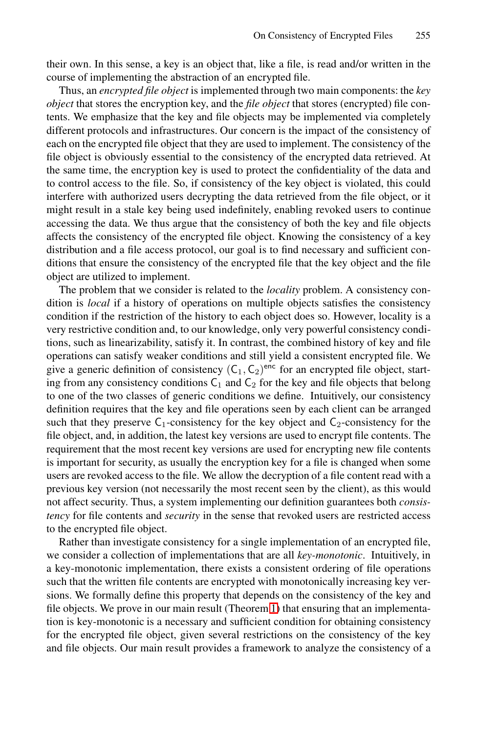their own. In this sense, a key is an object that, like a file, is read and/or written in the course of implementing the abstraction of an encrypted file.

Thus, an *encrypted file object* is implemented through two main components: the *key object* that stores the encryption key, and the *file object* that stores (encrypted) file contents. We emphasize that the key and file objects may be implemented via completely different protocols and infrastructures. Our concern is the impact of the consistency of each on the encrypted file object that they are used to implement. The consistency of the file object is obviously essential to the consistency of the encrypted data retrieved. At the same time, the encryption key is used to protect the confidentiality of the data and to control access to the file. So, if consistency of the key object is violated, this could interfere with authorized users decrypting the data retrieved from the file object, or it might result in a stale key being used indefinitely, enabling revoked users to continue accessing the data. We thus argue that the consistency of both the key and file objects affects the consistency of the encrypted file object. Knowing the consistency of a key distribution and a file access protocol, our goal is to find necessary and sufficient conditions that ensure the consistency of the encrypted file that the key object and the file object are utilized to implement.

The problem that we consider is related to the *locality* problem. A consistency condition is *local* if a history of operations on multiple objects satisfies the consistency condition if the restriction of the history to each object does so. However, locality is a very restrictive condition and, to our knowledge, only very powerful consistency conditions, such as linearizability, satisfy it. In contrast, the combined history of key and file operations can satisfy weaker conditions and still yield a consistent encrypted file. We give a generic definition of consistency $(\mathsf{C}_1, \mathsf{C}_2)^{\mathsf{enc}}$ for an encrypted file object, starting from any consistency conditions $\mathsf{C}_1$ and $\mathsf{C}_2$ for the key and file objects that belong to one of the two classes of generic conditions we define. Intuitively, our consistency definition requires that the key and file operations seen by each client can be arranged such that they preserve $\mathsf{C}_1$-consistency for the key object and $\mathsf{C}_2$-consistency for the file object, and, in addition, the latest key versions are used to encrypt file contents. The requirement that the most recent key versions are used for encrypting new file contents is important for security, as usually the encryption key for a file is changed when some users are revoked access to the file. We allow the decryption of a file content read with a previous key version (not necessarily the most recent seen by the client), as this would not affect security. Thus, a system implementing our definition guarantees both *consistency* for file contents and *security* in the sense that revoked users are restricted access to the encrypted file object.

Rather than investigate consistency for a single implementation of an encrypted file, we consider a collection of implementations that are all *key-monotonic*. Intuitively, in a key-monotonic implementation, there exists a consistent ordering of file operations such that the written file contents are encrypted with monotonically increasing key versions. We formally define this property that depends on the consistency of the key and file objects. We prove in our main result (Theorem 1) that ensuring that an implementation is key-monotonic is a necessary and sufficient condition for obtaining consistency for the encrypted file object, given several restrictions on the consistency of the key and file objects. Our main result provides a framework to analyze the consistency of a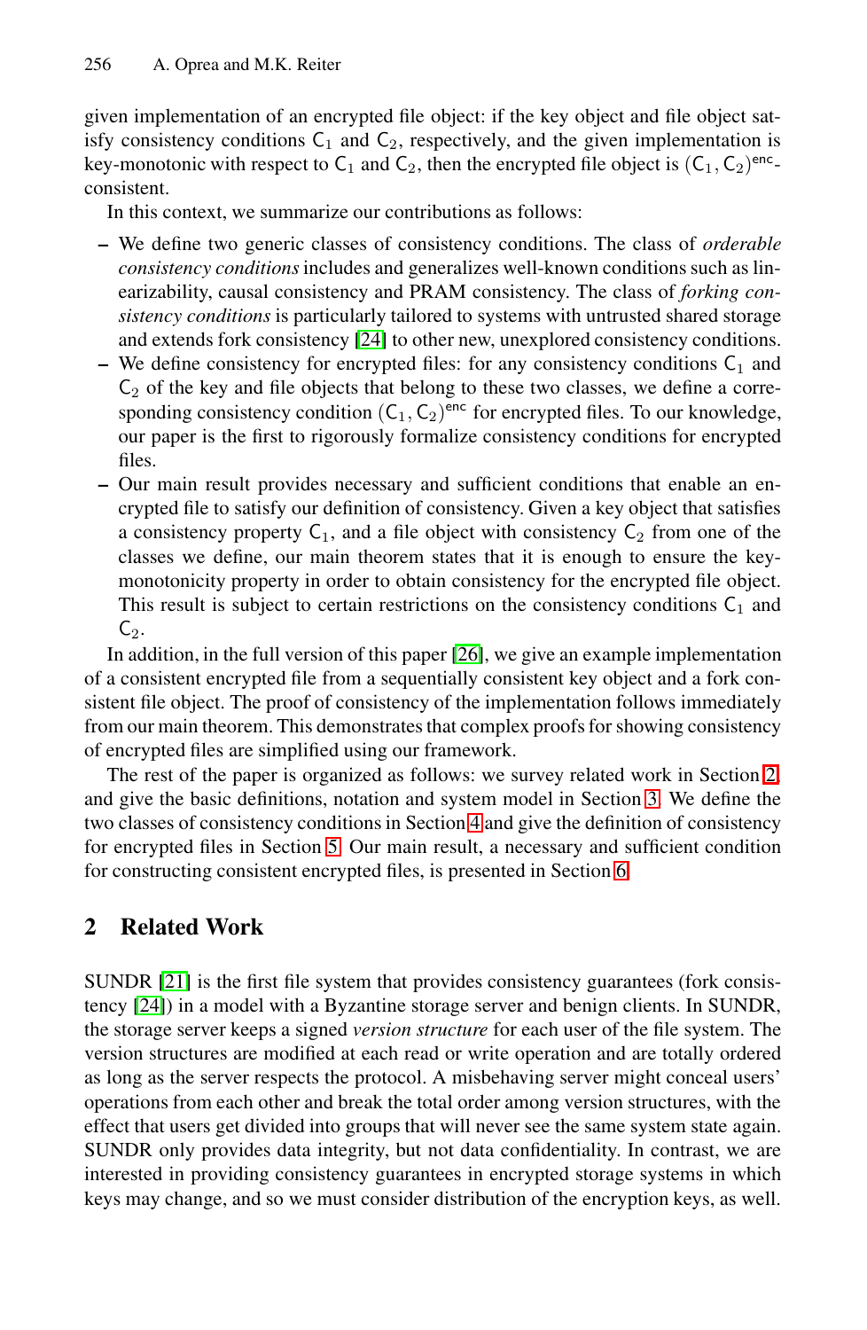given implementation of an encrypted file object: if the key object and file object satisfy consistency conditions $\mathsf{C}_1$ and $\mathsf{C}_2$, respectively, and the given implementation is key-monotonic with respect to $\mathsf{C}_1$ and $\mathsf{C}_2$, then the encrypted file object is $(\mathsf{C}_1, \mathsf{C}_2)^{\mathsf{enc}}$-consistent.

In this context, we summarize our contributions as follows:

- We define two generic classes of consistency conditions. The class of *orderable consistency conditions* includes and generalizes well-known conditions such as linearizability, causal consistency and PRAM consistency. The class of *forking consistency conditions* is particularly tailored to systems with untrusted shared storage and extends fork consistency [24] to other new, unexplored consistency conditions.
- We define consistency for encrypted files: for any consistency conditions $\mathsf{C}_1$ and $\mathsf{C}_2$ of the key and file objects that belong to these two classes, we define a corresponding consistency condition $(\mathsf{C}_1, \mathsf{C}_2)^{\mathsf{enc}}$ for encrypted files. To our knowledge, our paper is the first to rigorously formalize consistency conditions for encrypted files.
- Our main result provides necessary and sufficient conditions that enable an encrypted file to satisfy our definition of consistency. Given a key object that satisfies a consistency property $\mathsf{C}_1$, and a file object with consistency $\mathsf{C}_2$ from one of the classes we define, our main theorem states that it is enough to ensure the key-monotonicity property in order to obtain consistency for the encrypted file object. This result is subject to certain restrictions on the consistency conditions $\mathsf{C}_1$ and $\mathsf{C}_2$.

In addition, in the full version of this paper [26], we give an example implementation of a consistent encrypted file from a sequentially consistent key object and a fork consistent file object. The proof of consistency of the implementation follows immediately from our main theorem. This demonstrates that complex proofs for showing consistency of encrypted files are simplified using our framework.

The rest of the paper is organized as follows: we survey related work in Section 2, and give the basic definitions, notation and system model in Section 3. We define the two classes of consistency conditions in Section 4 and give the definition of consistency for encrypted files in Section 5. Our main result, a necessary and sufficient condition for constructing consistent encrypted files, is presented in Section 6.

## 2 Related Work

SUNDR [21] is the first file system that provides consistency guarantees (fork consistency [24]) in a model with a Byzantine storage server and benign clients. In SUNDR, the storage server keeps a signed *version structure* for each user of the file system. The version structures are modified at each read or write operation and are totally ordered as long as the server respects the protocol. A misbehaving server might conceal users' operations from each other and break the total order among version structures, with the effect that users get divided into groups that will never see the same system state again. SUNDR only provides data integrity, but not data confidentiality. In contrast, we are interested in providing consistency guarantees in encrypted storage systems in which keys may change, and so we must consider distribution of the encryption keys, as well.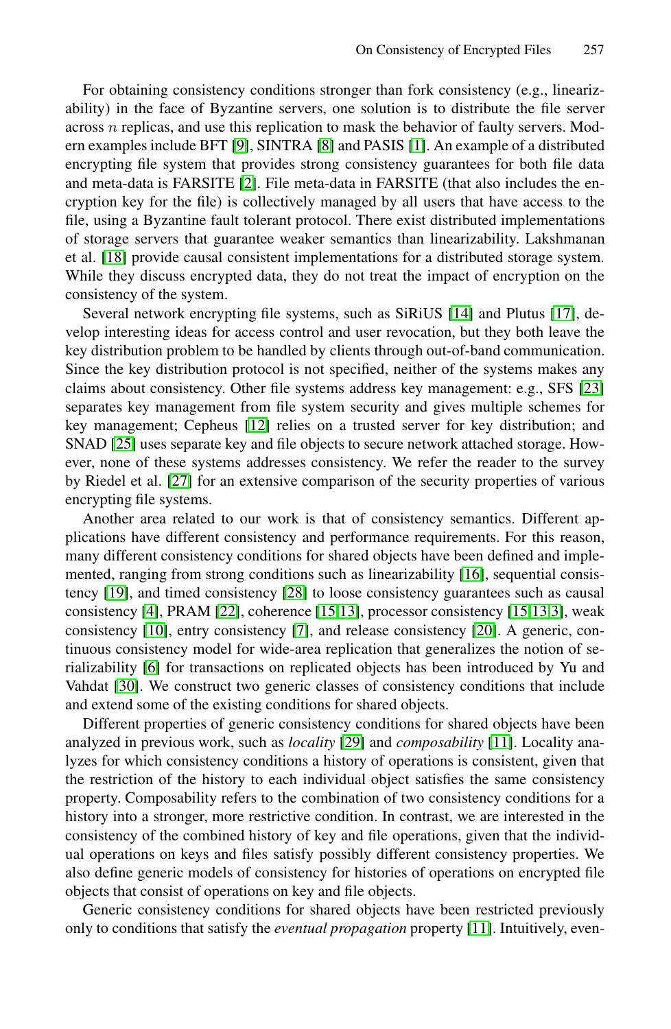For obtaining consistency conditions stronger than fork consistency (e.g., linearizability) in the face of Byzantine servers, one solution is to distribute the file server across $n$ replicas, and use this replication to mask the behavior of faulty servers. Modern examples include BFT [9], SINTRA [8] and PASIS [1]. An example of a distributed encrypting file system that provides strong consistency guarantees for both file data and meta-data is FARSITE [2]. File meta-data in FARSITE (that also includes the encryption key for the file) is collectively managed by all users that have access to the file, using a Byzantine fault tolerant protocol. There exist distributed implementations of storage servers that guarantee weaker semantics than linearizability. Lakshmanan et al. [18] provide causal consistent implementations for a distributed storage system. While they discuss encrypted data, they do not treat the impact of encryption on the consistency of the system.

Several network encrypting file systems, such as SiRiUS [14] and Plutus [17], develop interesting ideas for access control and user revocation, but they both leave the key distribution problem to be handled by clients through out-of-band communication. Since the key distribution protocol is not specified, neither of the systems makes any claims about consistency. Other file systems address key management: e.g., SFS [23] separates key management from file system security and gives multiple schemes for key management; Cepheus [12] relies on a trusted server for key distribution; and SNAD [25] uses separate key and file objects to secure network attached storage. However, none of these systems addresses consistency. We refer the reader to the survey by Riedel et al. [27] for an extensive comparison of the security properties of various encrypting file systems.

Another area related to our work is that of consistency semantics. Different applications have different consistency and performance requirements. For this reason, many different consistency conditions for shared objects have been defined and implemented, ranging from strong conditions such as linearizability [16], sequential consistency [19], and timed consistency [28] to loose consistency guarantees such as causal consistency [4], PRAM [22], coherence [15,13], processor consistency [15,13,3], weak consistency [10], entry consistency [7], and release consistency [20]. A generic, continuous consistency model for wide-area replication that generalizes the notion of serializability [6] for transactions on replicated objects has been introduced by Yu and Vahdat [30]. We construct two generic classes of consistency conditions that include and extend some of the existing conditions for shared objects.

Different properties of generic consistency conditions for shared objects have been analyzed in previous work, such as *locality* [29] and *composability* [11]. Locality analyzes for which consistency conditions a history of operations is consistent, given that the restriction of the history to each individual object satisfies the same consistency property. Composability refers to the combination of two consistency conditions for a history into a stronger, more restrictive condition. In contrast, we are interested in the consistency of the combined history of key and file operations, given that the individual operations on keys and files satisfy possibly different consistency properties. We also define generic models of consistency for histories of operations on encrypted file objects that consist of operations on key and file objects.

Generic consistency conditions for shared objects have been restricted previously only to conditions that satisfy the *eventual propagation* property [11]. Intuitively, even-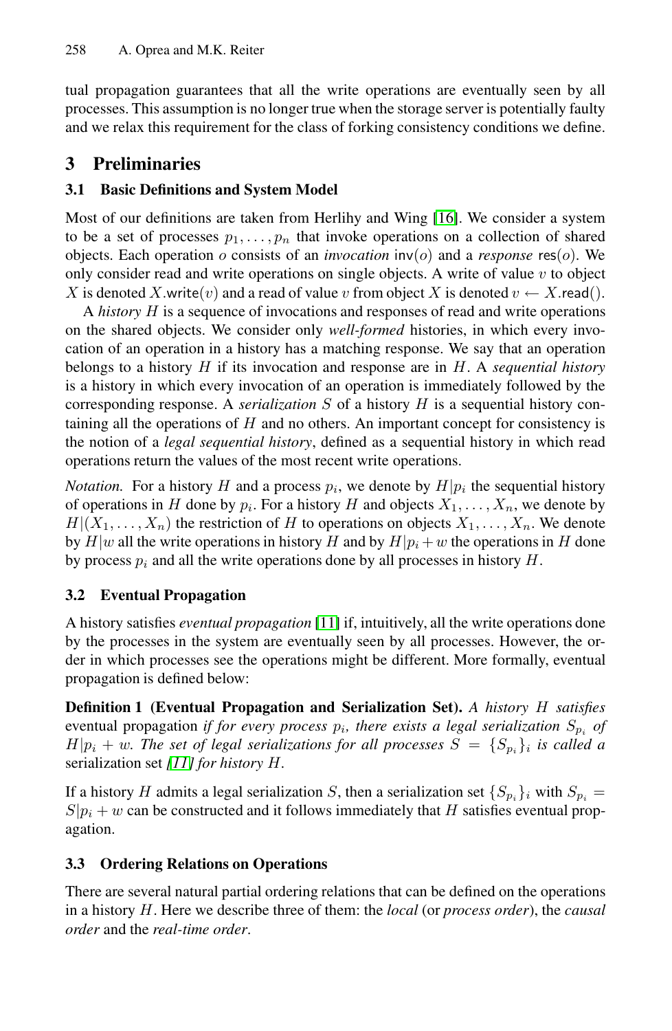tual propagation guarantees that all the write operations are eventually seen by all processes. This assumption is no longer true when the storage server is potentially faulty and we relax this requirement for the class of forking consistency conditions we define.

# 3 Preliminaries

## 3.1 Basic Definitions and System Model

Most of our definitions are taken from Herlihy and Wing [16]. We consider a system to be a set of processes $p_1, \ldots, p_n$ that invoke operations on a collection of shared objects. Each operation $o$ consists of an *invocation* $\mathsf{inv}(o)$ and a *response* $\mathsf{res}(o)$. We only consider read and write operations on single objects. A write of value $v$ to object $X$ is denoted $X.\mathsf{write}(v)$ and a read of value $v$ from object $X$ is denoted $v \leftarrow X.\mathsf{read}()$.

A *history* $H$ is a sequence of invocations and responses of read and write operations on the shared objects. We consider only *well-formed* histories, in which every invocation of an operation in a history has a matching response. We say that an operation belongs to a history $H$ if its invocation and response are in $H$. A *sequential history* is a history in which every invocation of an operation is immediately followed by the corresponding response. A *serialization* $S$ of a history $H$ is a sequential history containing all the operations of $H$ and no others. An important concept for consistency is the notion of a *legal sequential history*, defined as a sequential history in which read operations return the values of the most recent write operations.

*Notation.* For a history $H$ and a process $p_i$, we denote by $H|p_i$ the sequential history of operations in $H$ done by $p_i$. For a history $H$ and objects $X_1, \ldots, X_n$, we denote by $H|(X_1, \ldots, X_n)$ the restriction of $H$ to operations on objects $X_1, \ldots, X_n$. We denote by $H|w$ all the write operations in history $H$ and by $H|p_i + w$ the operations in $H$ done by process $p_i$ and all the write operations done by all processes in history $H$.

## 3.2 Eventual Propagation

A history satisfies *eventual propagation* [11] if, intuitively, all the write operations done by the processes in the system are eventually seen by all processes. However, the order in which processes see the operations might be different. More formally, eventual propagation is defined below:

**Definition 1 (Eventual Propagation and Serialization Set).** *A history $H$ satisfies* eventual propagation *if for every process $p_i$, there exists a legal serialization $S_{p_i}$ of $H|p_i + w$. The set of legal serializations for all processes $S = \{S_{p_i}\}_i$ is called a* serialization set *[11] for history $H$.*

If a history $H$ admits a legal serialization $S$, then a serialization set $\{S_{p_i}\}_i$ with $S_{p_i} = S|p_i + w$ can be constructed and it follows immediately that $H$ satisfies eventual propagation.

## 3.3 Ordering Relations on Operations

There are several natural partial ordering relations that can be defined on the operations in a history $H$. Here we describe three of them: the *local* (or *process order*), the *causal order* and the *real-time order*.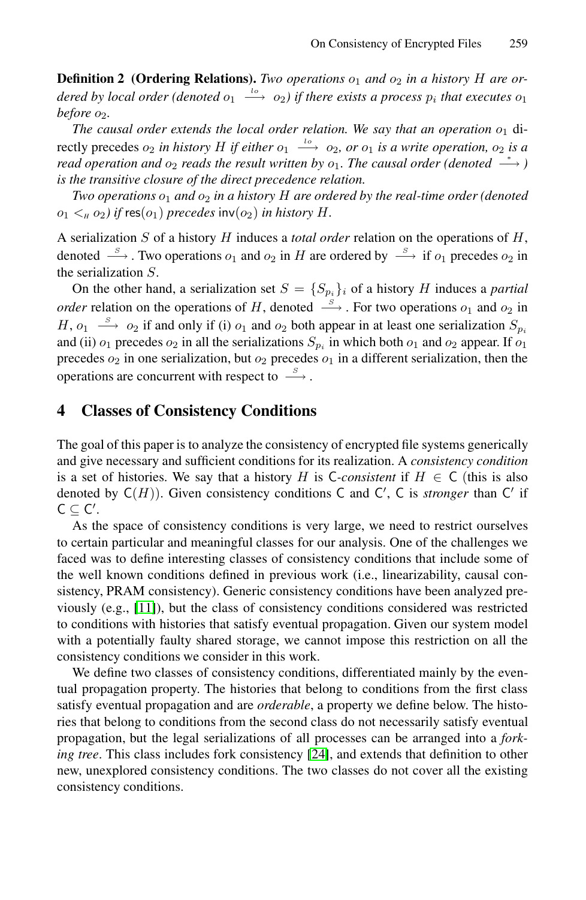**Definition 2 (Ordering Relations).** *Two operations $o_1$ and $o_2$ in a history $H$ are ordered by local order (denoted $o_1 \xrightarrow{lo} o_2$) if there exists a process $p_i$ that executes $o_1$ before $o_2$.*

*The causal order extends the local order relation. We say that an operation $o_1$ directly precedes $o_2$ in history $H$ if either $o_1 \xrightarrow{lo} o_2$, or $o_1$ is a write operation, $o_2$ is a read operation and $o_2$ reads the result written by $o_1$. The causal order (denoted $\xrightarrow{*}$) is the transitive closure of the direct precedence relation.*

*Two operations $o_1$ and $o_2$ in a history $H$ are ordered by the real-time order (denoted $o_1 <_H o_2$) if $\mathsf{res}(o_1)$ precedes $\mathsf{inv}(o_2)$ in history $H$.*

A serialization $S$ of a history $H$ induces a *total order* relation on the operations of $H$, denoted $\xrightarrow{S}$. Two operations $o_1$ and $o_2$ in $H$ are ordered by $\xrightarrow{S}$ if $o_1$ precedes $o_2$ in the serialization $S$.

On the other hand, a serialization set $S = \{S_{p_i}\}_i$ of a history $H$ induces a *partial order* relation on the operations of $H$, denoted $\xrightarrow{S}$. For two operations $o_1$ and $o_2$ in $H$, $o_1 \xrightarrow{S} o_2$ if and only if (i) $o_1$ and $o_2$ both appear in at least one serialization $S_{p_i}$ and (ii) $o_1$ precedes $o_2$ in all the serializations $S_{p_i}$ in which both $o_1$ and $o_2$ appear. If $o_1$ precedes $o_2$ in one serialization, but $o_2$ precedes $o_1$ in a different serialization, then the operations are concurrent with respect to $\xrightarrow{S}$.

## 4 Classes of Consistency Conditions

The goal of this paper is to analyze the consistency of encrypted file systems generically and give necessary and sufficient conditions for its realization. A *consistency condition* is a set of histories. We say that a history $H$ is $\mathsf{C}$*-consistent* if $H \in \mathsf{C}$ (this is also denoted by $\mathsf{C}(H)$). Given consistency conditions $\mathsf{C}$ and $\mathsf{C}'$, $\mathsf{C}$ is *stronger* than $\mathsf{C}'$ if $\mathsf{C} \subseteq \mathsf{C}'$.

As the space of consistency conditions is very large, we need to restrict ourselves to certain particular and meaningful classes for our analysis. One of the challenges we faced was to define interesting classes of consistency conditions that include some of the well known conditions defined in previous work (i.e., linearizability, causal consistency, PRAM consistency). Generic consistency conditions have been analyzed previously (e.g., [11]), but the class of consistency conditions considered was restricted to conditions with histories that satisfy eventual propagation. Given our system model with a potentially faulty shared storage, we cannot impose this restriction on all the consistency conditions we consider in this work.

We define two classes of consistency conditions, differentiated mainly by the eventual propagation property. The histories that belong to conditions from the first class satisfy eventual propagation and are *orderable*, a property we define below. The histories that belong to conditions from the second class do not necessarily satisfy eventual propagation, but the legal serializations of all processes can be arranged into a *forking tree*. This class includes fork consistency [24], and extends that definition to other new, unexplored consistency conditions. The two classes do not cover all the existing consistency conditions.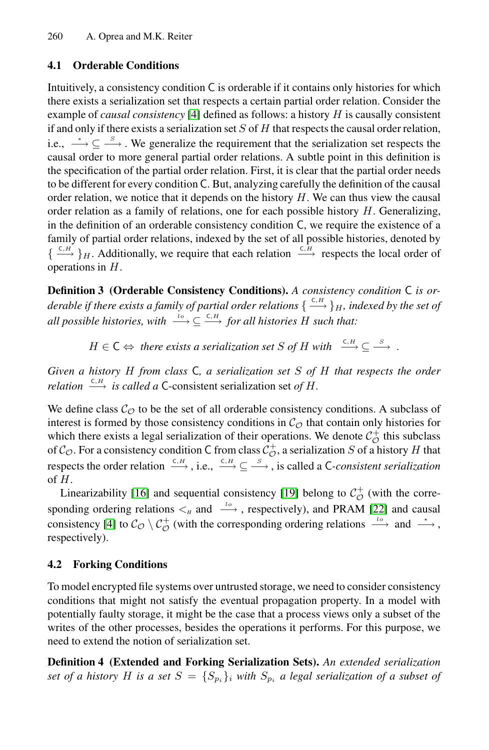### 4.1 Orderable Conditions

Intuitively, a consistency condition $\mathsf{C}$ is orderable if it contains only histories for which there exists a serialization set that respects a certain partial order relation. Consider the example of *causal consistency* [4] defined as follows: a history $H$ is causally consistent if and only if there exists a serialization set $S$ of $H$ that respects the causal order relation, i.e., $\xrightarrow{*} \subseteq \xrightarrow{S}$. We generalize the requirement that the serialization set respects the causal order to more general partial order relations. A subtle point in this definition is the specification of the partial order relation. First, it is clear that the partial order needs to be different for every condition $\mathsf{C}$. But, analyzing carefully the definition of the causal order relation, we notice that it depends on the history $H$. We can thus view the causal order relation as a family of relations, one for each possible history $H$. Generalizing, in the definition of an orderable consistency condition $\mathsf{C}$, we require the existence of a family of partial order relations, indexed by the set of all possible histories, denoted by $\{\xrightarrow{\mathsf{C},H}\}_H$. Additionally, we require that each relation $\xrightarrow{\mathsf{C},H}$ respects the local order of operations in $H$.

**Definition 3 (Orderable Consistency Conditions).** *A consistency condition $\mathsf{C}$ is orderable if there exists a family of partial order relations $\{\xrightarrow{\mathsf{C},H}\}_H$, indexed by the set of all possible histories, with $\xrightarrow{lo} \subseteq \xrightarrow{\mathsf{C},H}$ for all histories $H$ such that:*

$$H \in \mathsf{C} \Leftrightarrow \text{ there exists a serialization set } S \text{ of } H \text{ with } \xrightarrow{\mathsf{C},H} \subseteq \xrightarrow{S}.$$

*Given a history $H$ from class $\mathsf{C}$, a serialization set $S$ of $H$ that respects the order relation $\xrightarrow{\mathsf{C},H}$ is called a* $\mathsf{C}$-consistent serialization set *of $H$.*

We define class $\mathcal{C}_\mathcal{O}$ to be the set of all orderable consistency conditions. A subclass of interest is formed by those consistency conditions in $\mathcal{C}_\mathcal{O}$ that contain only histories for which there exists a legal serialization of their operations. We denote $\mathcal{C}_\mathcal{O}^+$ this subclass of $\mathcal{C}_\mathcal{O}$. For a consistency condition $\mathsf{C}$ from class $\mathcal{C}_\mathcal{O}^+$, a serialization $S$ of a history $H$ that respects the order relation $\xrightarrow{\mathsf{C},H}$, i.e., $\xrightarrow{\mathsf{C},H} \subseteq \xrightarrow{S}$, is called a $\mathsf{C}$*-consistent serialization* of $H$.

Linearizability [16] and sequential consistency [19] belong to $\mathcal{C}_\mathcal{O}^+$ (with the corresponding ordering relations $<_H$ and $\xrightarrow{lo}$, respectively), and PRAM [22] and causal consistency [4] to $\mathcal{C}_\mathcal{O} \setminus \mathcal{C}_\mathcal{O}^+$ (with the corresponding ordering relations $\xrightarrow{lo}$ and $\xrightarrow{*}$, respectively).

### 4.2 Forking Conditions

To model encrypted file systems over untrusted storage, we need to consider consistency conditions that might not satisfy the eventual propagation property. In a model with potentially faulty storage, it might be the case that a process views only a subset of the writes of the other processes, besides the operations it performs. For this purpose, we need to extend the notion of serialization set.

**Definition 4 (Extended and Forking Serialization Sets).** *An extended serialization set of a history $H$ is a set $S = \{S_{p_i}\}_i$ with $S_{p_i}$ a legal serialization of a subset of*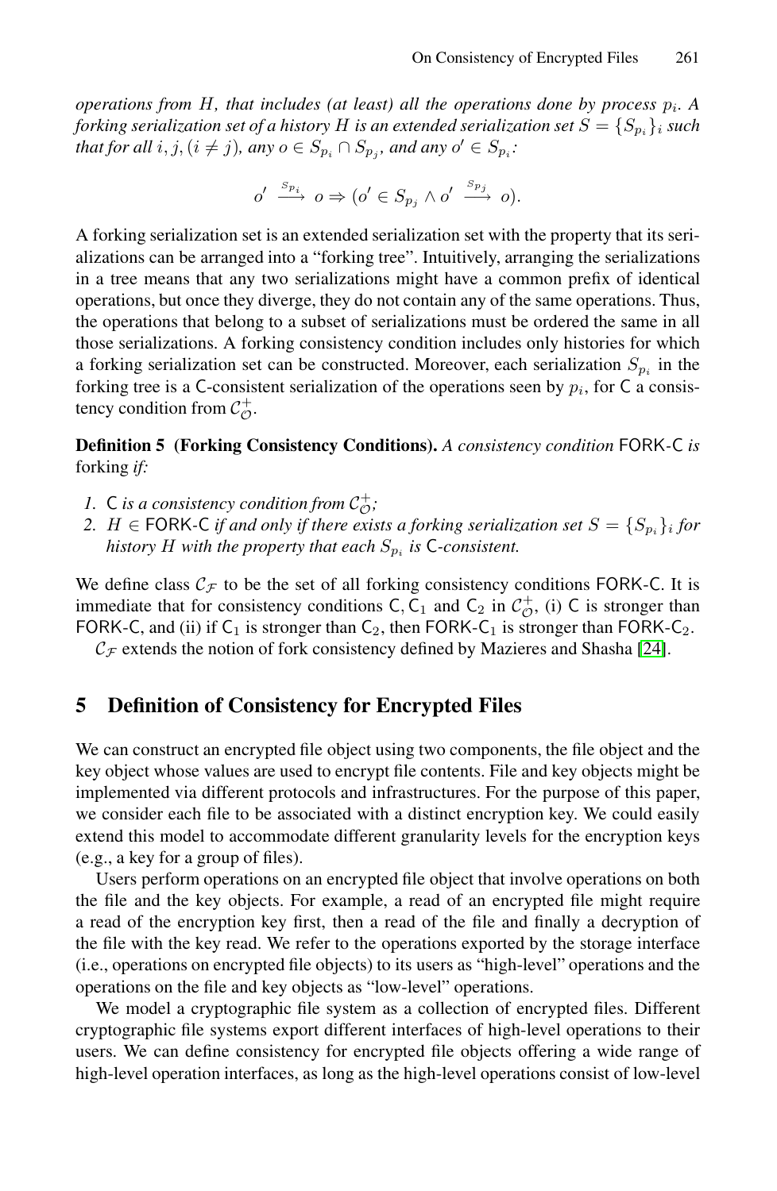*operations from $H$, that includes (at least) all the operations done by process $p_i$. A forking serialization set of a history $H$ is an extended serialization set $S = \{S_{p_i}\}_i$ such that for all $i, j, (i \neq j)$, any $o \in S_{p_i} \cap S_{p_j}$, and any $o' \in S_{p_i}$:*

$$o' \xrightarrow{S_{p_i}} o \Rightarrow (o' \in S_{p_j} \wedge o' \xrightarrow{S_{p_j}} o).$$

A forking serialization set is an extended serialization set with the property that its serializations can be arranged into a "forking tree". Intuitively, arranging the serializations in a tree means that any two serializations might have a common prefix of identical operations, but once they diverge, they do not contain any of the same operations. Thus, the operations that belong to a subset of serializations must be ordered the same in all those serializations. A forking consistency condition includes only histories for which a forking serialization set can be constructed. Moreover, each serialization $S_{p_i}$ in the forking tree is a C-consistent serialization of the operations seen by $p_i$, for C a consistency condition from $\mathcal{C}^+_{\mathcal{O}}$.

**Definition 5 (Forking Consistency Conditions).** *A consistency condition* FORK-C *is* forking *if:*

1. *C is a consistency condition from $\mathcal{C}^+_{\mathcal{O}}$;*
2. *$H \in$ FORK-C if and only if there exists a forking serialization set $S = \{S_{p_i}\}_i$ for history $H$ with the property that each $S_{p_i}$ is C-consistent.*

We define class $\mathcal{C}_{\mathcal{F}}$ to be the set of all forking consistency conditions FORK-C. It is immediate that for consistency conditions $\mathsf{C}, \mathsf{C}_1$ and $\mathsf{C}_2$ in $\mathcal{C}^+_{\mathcal{O}}$, (i) C is stronger than FORK-C, and (ii) if $\mathsf{C}_1$ is stronger than $\mathsf{C}_2$, then FORK-$\mathsf{C}_1$ is stronger than FORK-$\mathsf{C}_2$.

$\mathcal{C}_{\mathcal{F}}$ extends the notion of fork consistency defined by Mazieres and Shasha [24].

## 5 Definition of Consistency for Encrypted Files

We can construct an encrypted file object using two components, the file object and the key object whose values are used to encrypt file contents. File and key objects might be implemented via different protocols and infrastructures. For the purpose of this paper, we consider each file to be associated with a distinct encryption key. We could easily extend this model to accommodate different granularity levels for the encryption keys (e.g., a key for a group of files).

Users perform operations on an encrypted file object that involve operations on both the file and the key objects. For example, a read of an encrypted file might require a read of the encryption key first, then a read of the file and finally a decryption of the file with the key read. We refer to the operations exported by the storage interface (i.e., operations on encrypted file objects) to its users as "high-level" operations and the operations on the file and key objects as "low-level" operations.

We model a cryptographic file system as a collection of encrypted files. Different cryptographic file systems export different interfaces of high-level operations to their users. We can define consistency for encrypted file objects offering a wide range of high-level operation interfaces, as long as the high-level operations consist of low-level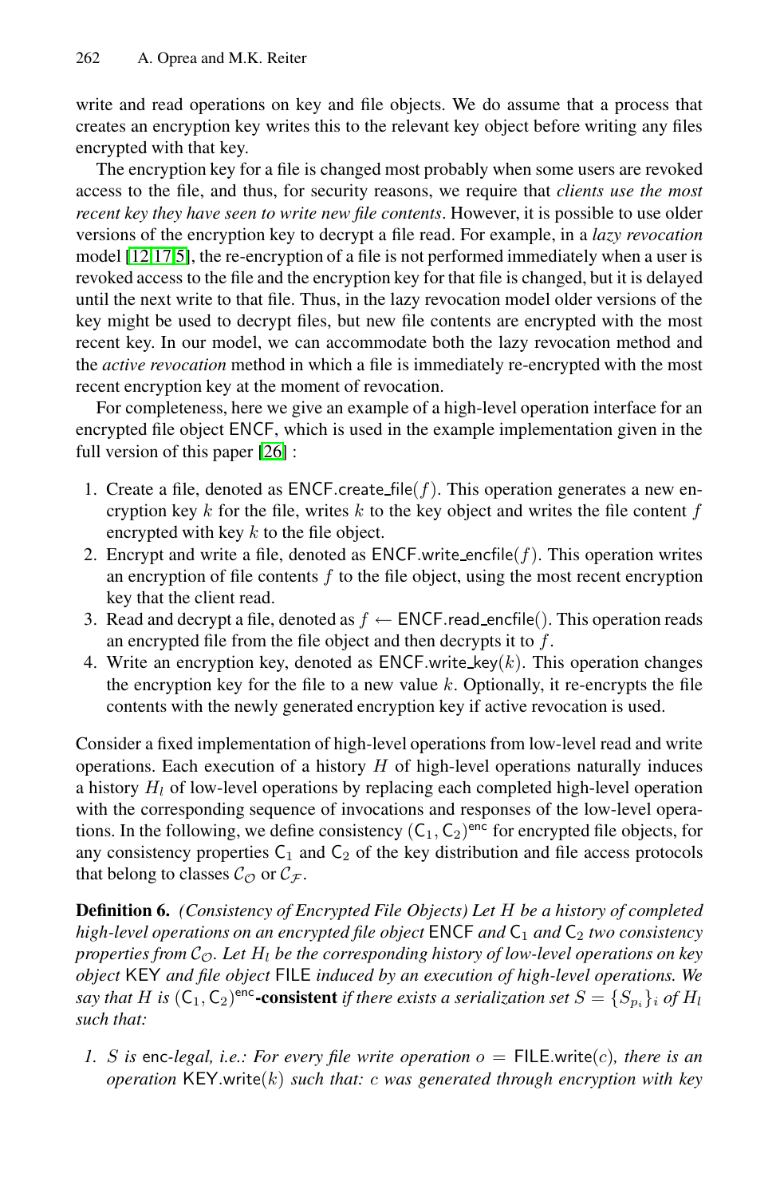write and read operations on key and file objects. We do assume that a process that creates an encryption key writes this to the relevant key object before writing any files encrypted with that key.

The encryption key for a file is changed most probably when some users are revoked access to the file, and thus, for security reasons, we require that *clients use the most recent key they have seen to write new file contents*. However, it is possible to use older versions of the encryption key to decrypt a file read. For example, in a *lazy revocation* model [12,17,5], the re-encryption of a file is not performed immediately when a user is revoked access to the file and the encryption key for that file is changed, but it is delayed until the next write to that file. Thus, in the lazy revocation model older versions of the key might be used to decrypt files, but new file contents are encrypted with the most recent key. In our model, we can accommodate both the lazy revocation method and the *active revocation* method in which a file is immediately re-encrypted with the most recent encryption key at the moment of revocation.

For completeness, here we give an example of a high-level operation interface for an encrypted file object ENCF, which is used in the example implementation given in the full version of this paper [26] :

1. Create a file, denoted as ENCF.create_file($f$). This operation generates a new encryption key $k$ for the file, writes $k$ to the key object and writes the file content $f$ encrypted with key $k$ to the file object.
2. Encrypt and write a file, denoted as ENCF.write_encfile($f$). This operation writes an encryption of file contents $f$ to the file object, using the most recent encryption key that the client read.
3. Read and decrypt a file, denoted as $f \leftarrow$ ENCF.read_encfile(). This operation reads an encrypted file from the file object and then decrypts it to $f$.
4. Write an encryption key, denoted as ENCF.write_key($k$). This operation changes the encryption key for the file to a new value $k$. Optionally, it re-encrypts the file contents with the newly generated encryption key if active revocation is used.

Consider a fixed implementation of high-level operations from low-level read and write operations. Each execution of a history $H$ of high-level operations naturally induces a history $H_l$ of low-level operations by replacing each completed high-level operation with the corresponding sequence of invocations and responses of the low-level operations. In the following, we define consistency $(\mathsf{C}_1, \mathsf{C}_2)^{\mathsf{enc}}$ for encrypted file objects, for any consistency properties $\mathsf{C}_1$ and $\mathsf{C}_2$ of the key distribution and file access protocols that belong to classes $\mathcal{C}_{\mathcal{O}}$ or $\mathcal{C}_{\mathcal{F}}$.

**Definition 6.** *(Consistency of Encrypted File Objects) Let $H$ be a history of completed high-level operations on an encrypted file object* ENCF *and $\mathsf{C}_1$ and $\mathsf{C}_2$ two consistency properties from $\mathcal{C}_{\mathcal{O}}$. Let $H_l$ be the corresponding history of low-level operations on key object* KEY *and file object* FILE *induced by an execution of high-level operations. We say that $H$ is* $(\mathsf{C}_1, \mathsf{C}_2)^{\mathsf{enc}}$**-consistent** *if there exists a serialization set $S = \{S_{p_i}\}_i$ of $H_l$ such that:*

*1. $S$ is* enc*-legal, i.e.: For every file write operation $o =$ FILE.write($c$), there is an operation KEY.write($k$) such that: $c$ was generated through encryption with key*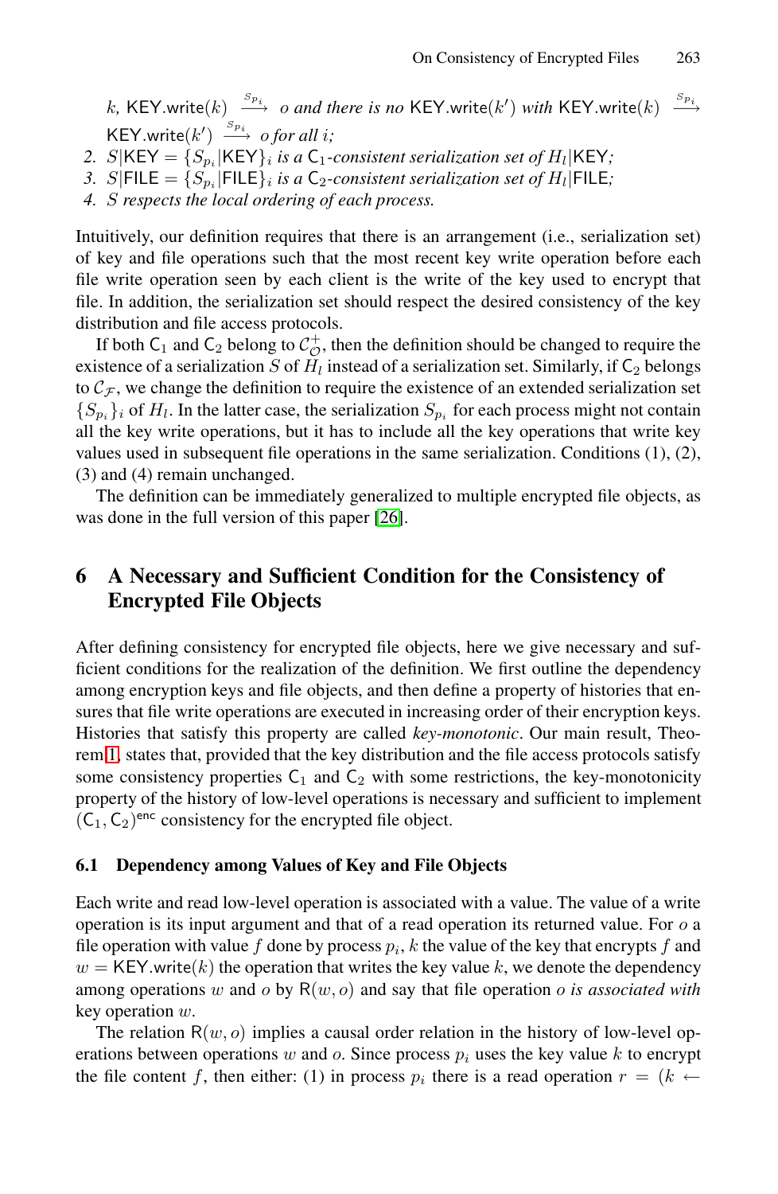$k$, $\mathsf{KEY.write}(k) \xrightarrow{S_{p_i}} o$ *and there is no* $\mathsf{KEY.write}(k')$ *with* $\mathsf{KEY.write}(k) \xrightarrow{S_{p_i}} \mathsf{KEY.write}(k') \xrightarrow{S_{p_i}} o$ *for all* $i$*;*

2. $S|\mathsf{KEY} = \{S_{p_i}|\mathsf{KEY}\}_i$ *is a* $\mathsf{C}_1$*-consistent serialization set of* $H_l|\mathsf{KEY}$*;*
3. $S|\mathsf{FILE} = \{S_{p_i}|\mathsf{FILE}\}_i$ *is a* $\mathsf{C}_2$*-consistent serialization set of* $H_l|\mathsf{FILE}$*;*
4. $S$ *respects the local ordering of each process.*

Intuitively, our definition requires that there is an arrangement (i.e., serialization set) of key and file operations such that the most recent key write operation before each file write operation seen by each client is the write of the key used to encrypt that file. In addition, the serialization set should respect the desired consistency of the key distribution and file access protocols.

If both $\mathsf{C}_1$ and $\mathsf{C}_2$ belong to $\mathcal{C}_{\mathcal{O}}^{+}$, then the definition should be changed to require the existence of a serialization $S$ of $H_l$ instead of a serialization set. Similarly, if $\mathsf{C}_2$ belongs to $\mathcal{C}_{\mathcal{F}}$, we change the definition to require the existence of an extended serialization set $\{S_{p_i}\}_i$ of $H_l$. In the latter case, the serialization $S_{p_i}$ for each process might not contain all the key write operations, but it has to include all the key operations that write key values used in subsequent file operations in the same serialization. Conditions (1), (2), (3) and (4) remain unchanged.

The definition can be immediately generalized to multiple encrypted file objects, as was done in the full version of this paper [26].

## 6 A Necessary and Sufficient Condition for the Consistency of Encrypted File Objects

After defining consistency for encrypted file objects, here we give necessary and sufficient conditions for the realization of the definition. We first outline the dependency among encryption keys and file objects, and then define a property of histories that ensures that file write operations are executed in increasing order of their encryption keys. Histories that satisfy this property are called *key-monotonic*. Our main result, Theorem 1, states that, provided that the key distribution and the file access protocols satisfy some consistency properties $\mathsf{C}_1$ and $\mathsf{C}_2$ with some restrictions, the key-monotonicity property of the history of low-level operations is necessary and sufficient to implement $(\mathsf{C}_1, \mathsf{C}_2)^{\mathsf{enc}}$ consistency for the encrypted file object.

### 6.1 Dependency among Values of Key and File Objects

Each write and read low-level operation is associated with a value. The value of a write operation is its input argument and that of a read operation its returned value. For $o$ a file operation with value $f$ done by process $p_i$, $k$ the value of the key that encrypts $f$ and $w = \mathsf{KEY.write}(k)$ the operation that writes the key value $k$, we denote the dependency among operations $w$ and $o$ by $\mathsf{R}(w, o)$ and say that file operation $o$ *is associated with* key operation $w$.

The relation $\mathsf{R}(w, o)$ implies a causal order relation in the history of low-level operations between operations $w$ and $o$. Since process $p_i$ uses the key value $k$ to encrypt the file content $f$, then either: (1) in process $p_i$ there is a read operation $r = (k \leftarrow$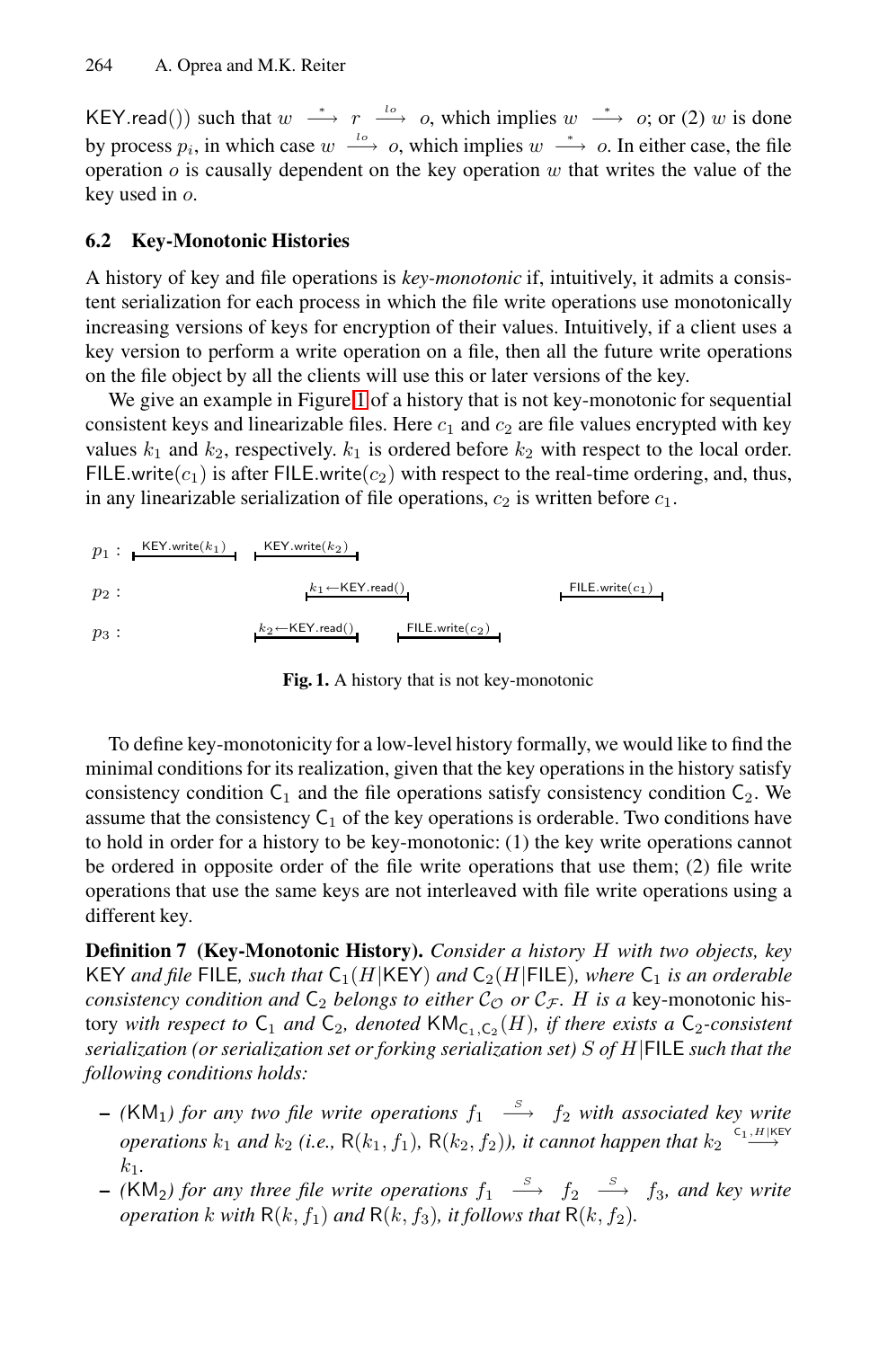KEY.read()) such that $w \xrightarrow{*} r \xrightarrow{lo} o$, which implies $w \xrightarrow{*} o$; or (2) $w$ is done by process $p_i$, in which case $w \xrightarrow{lo} o$, which implies $w \xrightarrow{*} o$. In either case, the file operation $o$ is causally dependent on the key operation $w$ that writes the value of the key used in $o$.

### 6.2 Key-Monotonic Histories

A history of key and file operations is *key-monotonic* if, intuitively, it admits a consistent serialization for each process in which the file write operations use monotonically increasing versions of keys for encryption of their values. Intuitively, if a client uses a key version to perform a write operation on a file, then all the future write operations on the file object by all the clients will use this or later versions of the key.

We give an example in Figure 1 of a history that is not key-monotonic for sequential consistent keys and linearizable files. Here $c_1$ and $c_2$ are file values encrypted with key values $k_1$ and $k_2$, respectively. $k_1$ is ordered before $k_2$ with respect to the local order. FILE.write($c_1$) is after FILE.write($c_2$) with respect to the real-time ordering, and, thus, in any linearizable serialization of file operations, $c_2$ is written before $c_1$.

$p_1$ : KEY.write($k_1$) KEY.write($k_2$)

$p_2$ : $k_1$←KEY.read() FILE.write($c_1$)

$p_3$ : $k_2$←KEY.read() FILE.write($c_2$)

**Fig. 1.** A history that is not key-monotonic

To define key-monotonicity for a low-level history formally, we would like to find the minimal conditions for its realization, given that the key operations in the history satisfy consistency condition $\mathsf{C}_1$ and the file operations satisfy consistency condition $\mathsf{C}_2$. We assume that the consistency $\mathsf{C}_1$ of the key operations is orderable. Two conditions have to hold in order for a history to be key-monotonic: (1) the key write operations cannot be ordered in opposite order of the file write operations that use them; (2) file write operations that use the same keys are not interleaved with file write operations using a different key.

**Definition 7 (Key-Monotonic History).** *Consider a history $H$ with two objects, key* KEY *and file* FILE*, such that $\mathsf{C}_1(H|\mathsf{KEY})$ and $\mathsf{C}_2(H|\mathsf{FILE})$, where $\mathsf{C}_1$ is an orderable consistency condition and $\mathsf{C}_2$ belongs to either $\mathcal{C_O}$ or $\mathcal{C_F}$. $H$ is a* key-monotonic history *with respect to $\mathsf{C}_1$ and $\mathsf{C}_2$, denoted $\mathsf{KM}_{\mathsf{C}_1,\mathsf{C}_2}(H)$, if there exists a $\mathsf{C}_2$-consistent serialization (or serialization set or forking serialization set) $S$ of $H|\mathsf{FILE}$ such that the following conditions holds:*

- *($\mathsf{KM}_1$) for any two file write operations $f_1 \xrightarrow{S} f_2$ with associated key write operations $k_1$ and $k_2$ (i.e., $\mathsf{R}(k_1, f_1)$, $\mathsf{R}(k_2, f_2)$), it cannot happen that $k_2 \xrightarrow{\mathsf{C}_1, H|\mathsf{KEY}} k_1$.*
- *($\mathsf{KM}_2$) for any three file write operations $f_1 \xrightarrow{S} f_2 \xrightarrow{S} f_3$, and key write operation $k$ with $\mathsf{R}(k, f_1)$ and $\mathsf{R}(k, f_3)$, it follows that $\mathsf{R}(k, f_2)$.*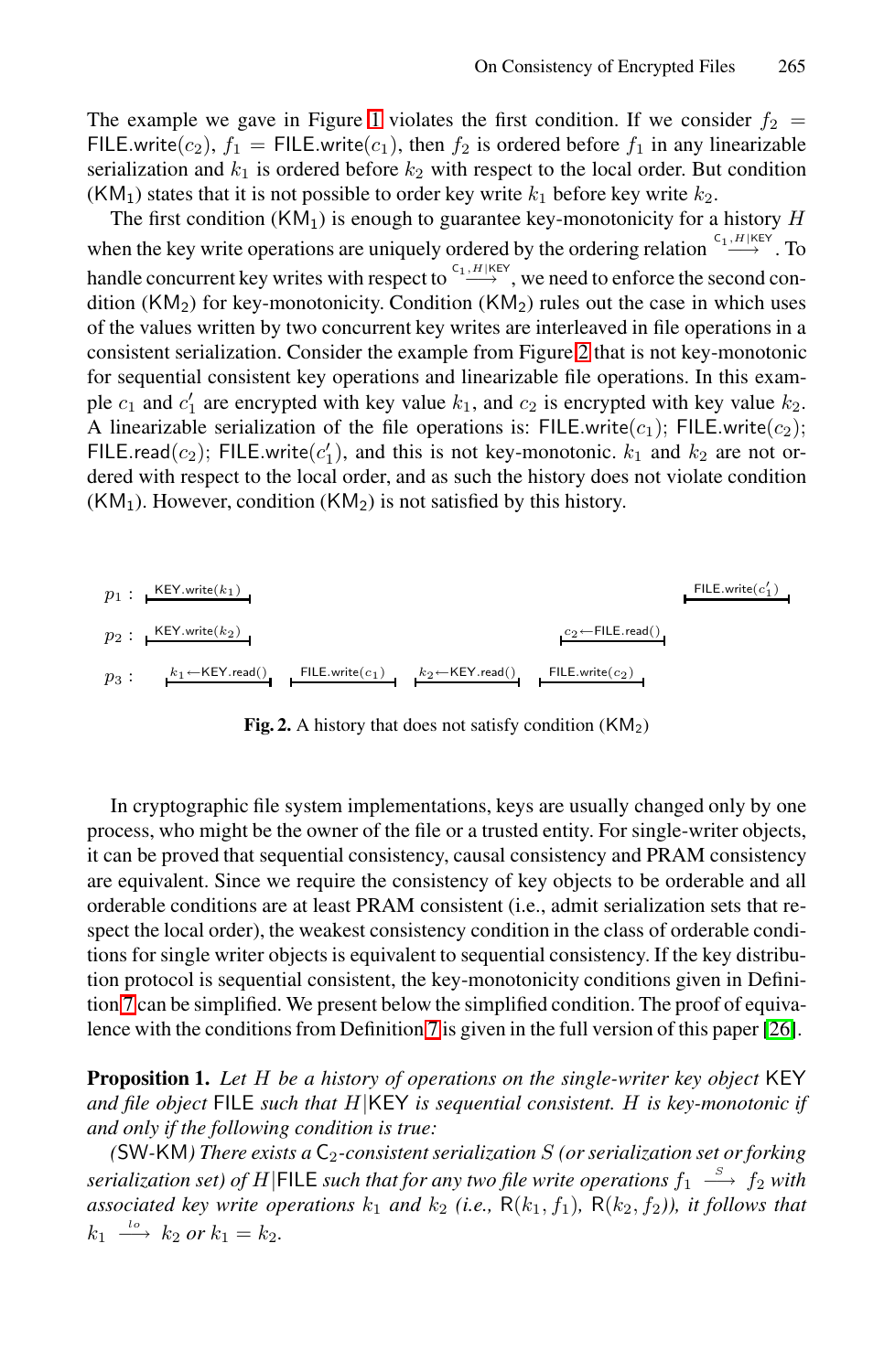The example we gave in Figure 1 violates the first condition. If we consider $f_2 = \mathsf{FILE.write}(c_2)$, $f_1 = \mathsf{FILE.write}(c_1)$, then $f_2$ is ordered before $f_1$ in any linearizable serialization and $k_1$ is ordered before $k_2$ with respect to the local order. But condition ($\mathsf{KM}_1$) states that it is not possible to order key write $k_1$ before key write $k_2$.

The first condition ($\mathsf{KM}_1$) is enough to guarantee key-monotonicity for a history $H$ when the key write operations are uniquely ordered by the ordering relation $\xrightarrow{\mathsf{C}_1, H|\mathsf{KEY}}$. To handle concurrent key writes with respect to $\xrightarrow{\mathsf{C}_1, H|\mathsf{KEY}}$, we need to enforce the second condition ($\mathsf{KM}_2$) for key-monotonicity. Condition ($\mathsf{KM}_2$) rules out the case in which uses of the values written by two concurrent key writes are interleaved in file operations in a consistent serialization. Consider the example from Figure 2 that is not key-monotonic for sequential consistent key operations and linearizable file operations. In this example $c_1$ and $c'_1$ are encrypted with key value $k_1$, and $c_2$ is encrypted with key value $k_2$. A linearizable serialization of the file operations is: $\mathsf{FILE.write}(c_1)$; $\mathsf{FILE.write}(c_2)$; $\mathsf{FILE.read}(c_2)$; $\mathsf{FILE.write}(c'_1)$, and this is not key-monotonic. $k_1$ and $k_2$ are not ordered with respect to the local order, and as such the history does not violate condition ($\mathsf{KM}_1$). However, condition ($\mathsf{KM}_2$) is not satisfied by this history.

$p_1$ : $\mathsf{KEY.write}(k_1)$ … $\mathsf{FILE.write}(c'_1)$

$p_2$ : $\mathsf{KEY.write}(k_2)$ … $c_2 \leftarrow \mathsf{FILE.read}()$

$p_3$ : $k_1 \leftarrow \mathsf{KEY.read}()$ … $\mathsf{FILE.write}(c_1)$ … $k_2 \leftarrow \mathsf{KEY.read}()$ … $\mathsf{FILE.write}(c_2)$

**Fig. 2.** A history that does not satisfy condition ($\mathsf{KM}_2$)

In cryptographic file system implementations, keys are usually changed only by one process, who might be the owner of the file or a trusted entity. For single-writer objects, it can be proved that sequential consistency, causal consistency and PRAM consistency are equivalent. Since we require the consistency of key objects to be orderable and all orderable conditions are at least PRAM consistent (i.e., admit serialization sets that respect the local order), the weakest consistency condition in the class of orderable conditions for single writer objects is equivalent to sequential consistency. If the key distribution protocol is sequential consistent, the key-monotonicity conditions given in Definition 7 can be simplified. We present below the simplified condition. The proof of equivalence with the conditions from Definition 7 is given in the full version of this paper [26].

**Proposition 1.** *Let $H$ be a history of operations on the single-writer key object* $\mathsf{KEY}$ *and file object* $\mathsf{FILE}$ *such that $H|\mathsf{KEY}$ is sequential consistent. $H$ is key-monotonic if and only if the following condition is true:*

*($\mathsf{SW\text{-}KM}$) There exists a $\mathsf{C}_2$-consistent serialization $S$ (or serialization set or forking serialization set) of $H|\mathsf{FILE}$ such that for any two file write operations $f_1 \xrightarrow{S} f_2$ with associated key write operations $k_1$ and $k_2$ (i.e., $\mathsf{R}(k_1, f_1)$, $\mathsf{R}(k_2, f_2)$), it follows that $k_1 \xrightarrow{lo} k_2$ or $k_1 = k_2$.*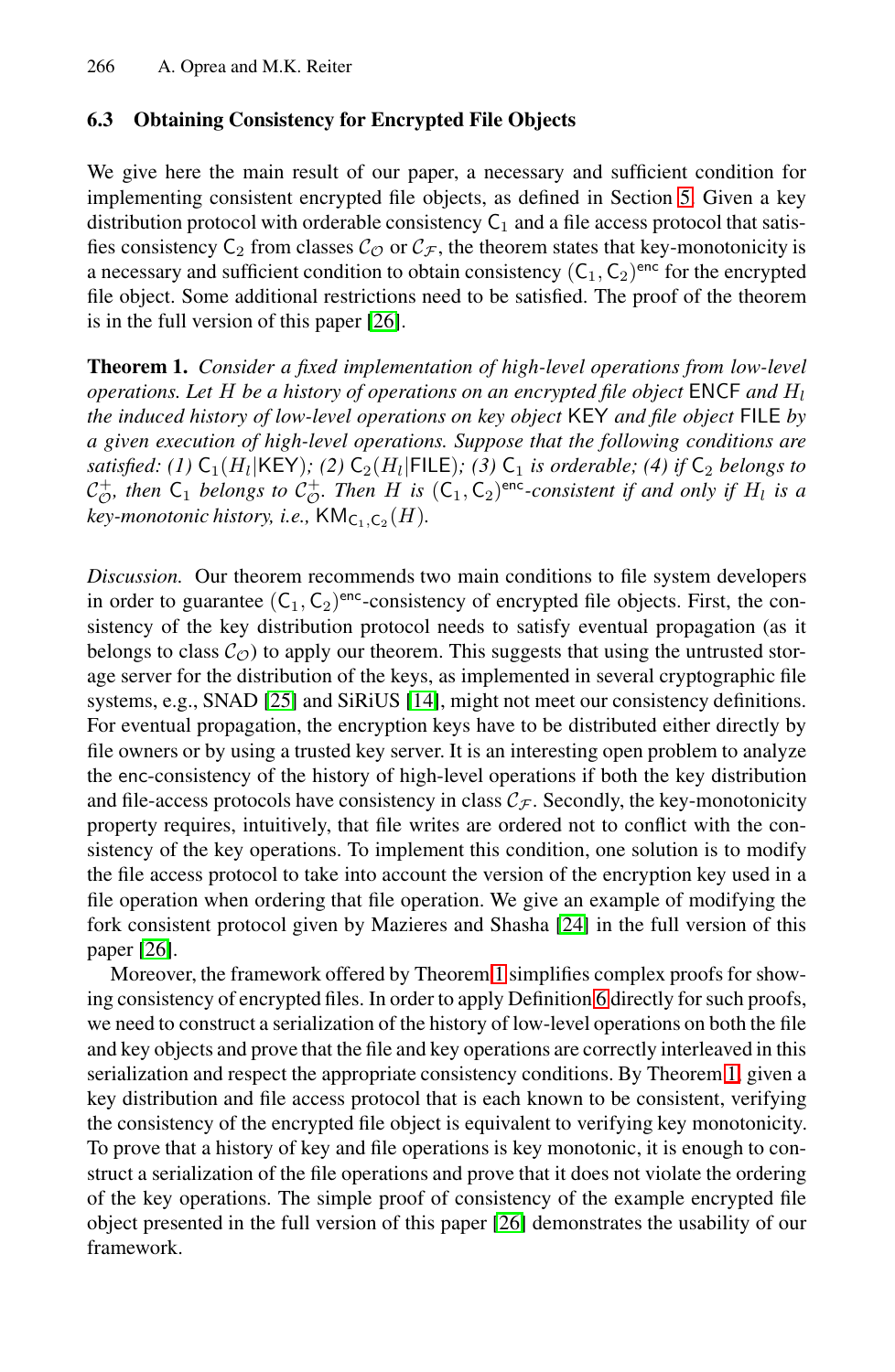### 6.3 Obtaining Consistency for Encrypted File Objects

We give here the main result of our paper, a necessary and sufficient condition for implementing consistent encrypted file objects, as defined in Section 5. Given a key distribution protocol with orderable consistency $\mathsf{C}_1$ and a file access protocol that satisfies consistency $\mathsf{C}_2$ from classes $\mathcal{C}_\mathcal{O}$ or $\mathcal{C}_\mathcal{F}$, the theorem states that key-monotonicity is a necessary and sufficient condition to obtain consistency $(\mathsf{C}_1, \mathsf{C}_2)^{\mathsf{enc}}$ for the encrypted file object. Some additional restrictions need to be satisfied. The proof of the theorem is in the full version of this paper [26].

**Theorem 1.** *Consider a fixed implementation of high-level operations from low-level operations. Let $H$ be a history of operations on an encrypted file object* $\mathsf{ENCF}$ *and $H_l$ the induced history of low-level operations on key object* $\mathsf{KEY}$ *and file object* $\mathsf{FILE}$ *by a given execution of high-level operations. Suppose that the following conditions are satisfied: (1) $\mathsf{C}_1(H_l|\mathsf{KEY})$; (2) $\mathsf{C}_2(H_l|\mathsf{FILE})$; (3) $\mathsf{C}_1$ is orderable; (4) if $\mathsf{C}_2$ belongs to $\mathcal{C}_\mathcal{O}^+$, then $\mathsf{C}_1$ belongs to $\mathcal{C}_\mathcal{O}^+$. Then $H$ is $(\mathsf{C}_1, \mathsf{C}_2)^{\mathsf{enc}}$-consistent if and only if $H_l$ is a key-monotonic history, i.e., $\mathsf{KM}_{\mathsf{C}_1,\mathsf{C}_2}(H)$.*

*Discussion.* Our theorem recommends two main conditions to file system developers in order to guarantee $(\mathsf{C}_1, \mathsf{C}_2)^{\mathsf{enc}}$-consistency of encrypted file objects. First, the consistency of the key distribution protocol needs to satisfy eventual propagation (as it belongs to class $\mathcal{C}_\mathcal{O}$) to apply our theorem. This suggests that using the untrusted storage server for the distribution of the keys, as implemented in several cryptographic file systems, e.g., SNAD [25] and SiRiUS [14], might not meet our consistency definitions. For eventual propagation, the encryption keys have to be distributed either directly by file owners or by using a trusted key server. It is an interesting open problem to analyze the enc-consistency of the history of high-level operations if both the key distribution and file-access protocols have consistency in class $\mathcal{C}_\mathcal{F}$. Secondly, the key-monotonicity property requires, intuitively, that file writes are ordered not to conflict with the consistency of the key operations. To implement this condition, one solution is to modify the file access protocol to take into account the version of the encryption key used in a file operation when ordering that file operation. We give an example of modifying the fork consistent protocol given by Mazieres and Shasha [24] in the full version of this paper [26].

Moreover, the framework offered by Theorem 1 simplifies complex proofs for showing consistency of encrypted files. In order to apply Definition 6 directly for such proofs, we need to construct a serialization of the history of low-level operations on both the file and key objects and prove that the file and key operations are correctly interleaved in this serialization and respect the appropriate consistency conditions. By Theorem 1, given a key distribution and file access protocol that is each known to be consistent, verifying the consistency of the encrypted file object is equivalent to verifying key monotonicity. To prove that a history of key and file operations is key monotonic, it is enough to construct a serialization of the file operations and prove that it does not violate the ordering of the key operations. The simple proof of consistency of the example encrypted file object presented in the full version of this paper [26] demonstrates the usability of our framework.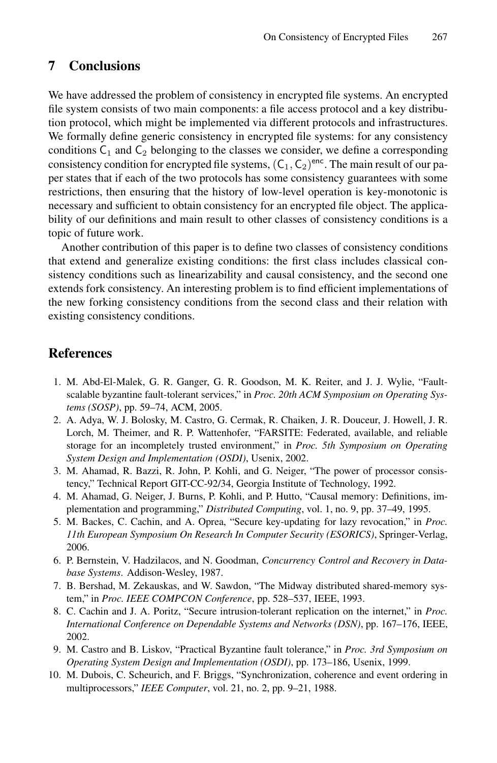## 7 Conclusions

We have addressed the problem of consistency in encrypted file systems. An encrypted file system consists of two main components: a file access protocol and a key distribution protocol, which might be implemented via different protocols and infrastructures. We formally define generic consistency in encrypted file systems: for any consistency conditions $\mathsf{C}_1$ and $\mathsf{C}_2$ belonging to the classes we consider, we define a corresponding consistency condition for encrypted file systems, $(\mathsf{C}_1, \mathsf{C}_2)^{\mathsf{enc}}$. The main result of our paper states that if each of the two protocols has some consistency guarantees with some restrictions, then ensuring that the history of low-level operation is key-monotonic is necessary and sufficient to obtain consistency for an encrypted file object. The applicability of our definitions and main result to other classes of consistency conditions is a topic of future work.

Another contribution of this paper is to define two classes of consistency conditions that extend and generalize existing conditions: the first class includes classical consistency conditions such as linearizability and causal consistency, and the second one extends fork consistency. An interesting problem is to find efficient implementations of the new forking consistency conditions from the second class and their relation with existing consistency conditions.

## References

1. M. Abd-El-Malek, G. R. Ganger, G. R. Goodson, M. K. Reiter, and J. J. Wylie, "Fault-scalable byzantine fault-tolerant services," in *Proc. 20th ACM Symposium on Operating Systems (SOSP)*, pp. 59–74, ACM, 2005.
2. A. Adya, W. J. Bolosky, M. Castro, G. Cermak, R. Chaiken, J. R. Douceur, J. Howell, J. R. Lorch, M. Theimer, and R. P. Wattenhofer, "FARSITE: Federated, available, and reliable storage for an incompletely trusted environment," in *Proc. 5th Symposium on Operating System Design and Implementation (OSDI)*, Usenix, 2002.
3. M. Ahamad, R. Bazzi, R. John, P. Kohli, and G. Neiger, "The power of processor consistency," Technical Report GIT-CC-92/34, Georgia Institute of Technology, 1992.
4. M. Ahamad, G. Neiger, J. Burns, P. Kohli, and P. Hutto, "Causal memory: Definitions, implementation and programming," *Distributed Computing*, vol. 1, no. 9, pp. 37–49, 1995.
5. M. Backes, C. Cachin, and A. Oprea, "Secure key-updating for lazy revocation," in *Proc. 11th European Symposium On Research In Computer Security (ESORICS)*, Springer-Verlag, 2006.
6. P. Bernstein, V. Hadzilacos, and N. Goodman, *Concurrency Control and Recovery in Database Systems*. Addison-Wesley, 1987.
7. B. Bershad, M. Zekauskas, and W. Sawdon, "The Midway distributed shared-memory system," in *Proc. IEEE COMPCON Conference*, pp. 528–537, IEEE, 1993.
8. C. Cachin and J. A. Poritz, "Secure intrusion-tolerant replication on the internet," in *Proc. International Conference on Dependable Systems and Networks (DSN)*, pp. 167–176, IEEE, 2002.
9. M. Castro and B. Liskov, "Practical Byzantine fault tolerance," in *Proc. 3rd Symposium on Operating System Design and Implementation (OSDI)*, pp. 173–186, Usenix, 1999.
10. M. Dubois, C. Scheurich, and F. Briggs, "Synchronization, coherence and event ordering in multiprocessors," *IEEE Computer*, vol. 21, no. 2, pp. 9–21, 1988.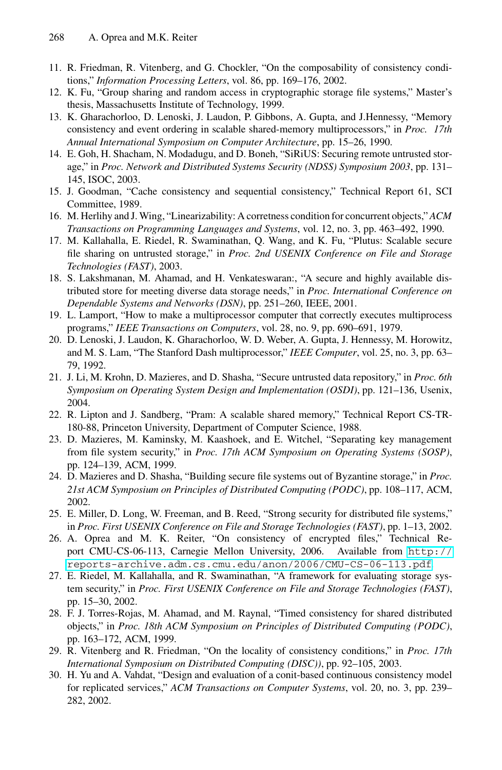11. R. Friedman, R. Vitenberg, and G. Chockler, "On the composability of consistency conditions," *Information Processing Letters*, vol. 86, pp. 169–176, 2002.
12. K. Fu, "Group sharing and random access in cryptographic storage file systems," Master's thesis, Massachusetts Institute of Technology, 1999.
13. K. Gharachorloo, D. Lenoski, J. Laudon, P. Gibbons, A. Gupta, and J.Hennessy, "Memory consistency and event ordering in scalable shared-memory multiprocessors," in *Proc. 17th Annual International Symposium on Computer Architecture*, pp. 15–26, 1990.
14. E. Goh, H. Shacham, N. Modadugu, and D. Boneh, "SiRiUS: Securing remote untrusted storage," in *Proc. Network and Distributed Systems Security (NDSS) Symposium 2003*, pp. 131–145, ISOC, 2003.
15. J. Goodman, "Cache consistency and sequential consistency," Technical Report 61, SCI Committee, 1989.
16. M. Herlihy and J. Wing, "Linearizability: A corretness condition for concurrent objects," *ACM Transactions on Programming Languages and Systems*, vol. 12, no. 3, pp. 463–492, 1990.
17. M. Kallahalla, E. Riedel, R. Swaminathan, Q. Wang, and K. Fu, "Plutus: Scalable secure file sharing on untrusted storage," in *Proc. 2nd USENIX Conference on File and Storage Technologies (FAST)*, 2003.
18. S. Lakshmanan, M. Ahamad, and H. Venkateswaran:, "A secure and highly available distributed store for meeting diverse data storage needs," in *Proc. International Conference on Dependable Systems and Networks (DSN)*, pp. 251–260, IEEE, 2001.
19. L. Lamport, "How to make a multiprocessor computer that correctly executes multiprocess programs," *IEEE Transactions on Computers*, vol. 28, no. 9, pp. 690–691, 1979.
20. D. Lenoski, J. Laudon, K. Gharachorloo, W. D. Weber, A. Gupta, J. Hennessy, M. Horowitz, and M. S. Lam, "The Stanford Dash multiprocessor," *IEEE Computer*, vol. 25, no. 3, pp. 63–79, 1992.
21. J. Li, M. Krohn, D. Mazieres, and D. Shasha, "Secure untrusted data repository," in *Proc. 6th Symposium on Operating System Design and Implementation (OSDI)*, pp. 121–136, Usenix, 2004.
22. R. Lipton and J. Sandberg, "Pram: A scalable shared memory," Technical Report CS-TR-180-88, Princeton University, Department of Computer Science, 1988.
23. D. Mazieres, M. Kaminsky, M. Kaashoek, and E. Witchel, "Separating key management from file system security," in *Proc. 17th ACM Symposium on Operating Systems (SOSP)*, pp. 124–139, ACM, 1999.
24. D. Mazieres and D. Shasha, "Building secure file systems out of Byzantine storage," in *Proc. 21st ACM Symposium on Principles of Distributed Computing (PODC)*, pp. 108–117, ACM, 2002.
25. E. Miller, D. Long, W. Freeman, and B. Reed, "Strong security for distributed file systems," in *Proc. First USENIX Conference on File and Storage Technologies (FAST)*, pp. 1–13, 2002.
26. A. Oprea and M. K. Reiter, "On consistency of encrypted files," Technical Report CMU-CS-06-113, Carnegie Mellon University, 2006. Available from http://reports-archive.adm.cs.cmu.edu/anon/2006/CMU-CS-06-113.pdf
27. E. Riedel, M. Kallahalla, and R. Swaminathan, "A framework for evaluating storage system security," in *Proc. First USENIX Conference on File and Storage Technologies (FAST)*, pp. 15–30, 2002.
28. F. J. Torres-Rojas, M. Ahamad, and M. Raynal, "Timed consistency for shared distributed objects," in *Proc. 18th ACM Symposium on Principles of Distributed Computing (PODC)*, pp. 163–172, ACM, 1999.
29. R. Vitenberg and R. Friedman, "On the locality of consistency conditions," in *Proc. 17th International Symposium on Distributed Computing (DISC))*, pp. 92–105, 2003.
30. H. Yu and A. Vahdat, "Design and evaluation of a conit-based continuous consistency model for replicated services," *ACM Transactions on Computer Systems*, vol. 20, no. 3, pp. 239–282, 2002.